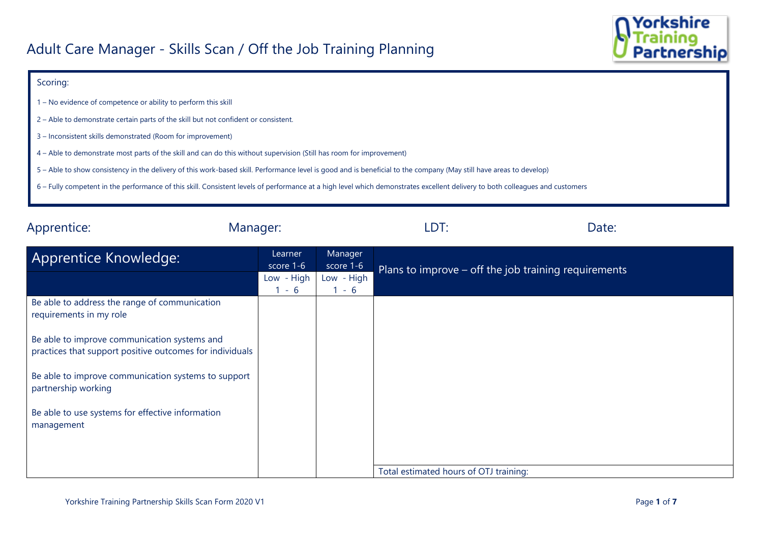# Adult Care Manager - Skills Scan / Off the Job Training Planning

Scoring:

1 – No evidence of competence or ability to perform this skill

2 – Able to demonstrate certain parts of the skill but not confident or consistent.

3 – Inconsistent skills demonstrated (Room for improvement)

4 – Able to demonstrate most parts of the skill and can do this without supervision (Still has room for improvement)

5 – Able to show consistency in the delivery of this work-based skill. Performance level is good and is beneficial to the company (May still have areas to develop)

6 – Fully competent in the performance of this skill. Consistent levels of performance at a high level which demonstrates excellent delivery to both colleagues and customers

Apprentice: Manager: LDT: Date:

| Apprentice Knowledge: | Learner score 1-6 | Manager score 1-6 | Plans to improve – off the job training requirements |
|---|---|---|---|
| | Low - High 1 - 6 | Low - High 1 - 6 | |
| Be able to address the range of communication requirements in my role | | | |
| Be able to improve communication systems and practices that support positive outcomes for individuals | | | |
| Be able to improve communication systems to support partnership working | | | |
| Be able to use systems for effective information management | | | |
| | | | Total estimated hours of OTJ training: |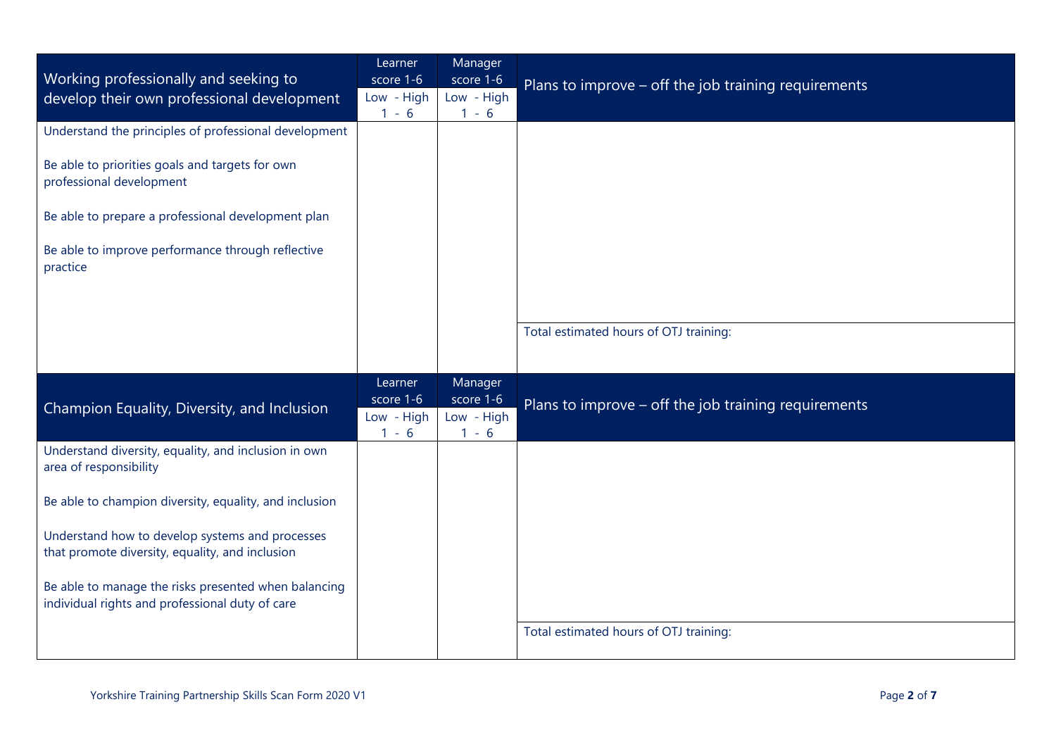| Working professionally and seeking to develop their own professional development | Learner score 1-6 Low - High 1 - 6 | Manager score 1-6 Low - High 1 - 6 | Plans to improve – off the job training requirements |
|---|---|---|---|
| Understand the principles of professional development<br><br>Be able to priorities goals and targets for own professional development<br><br>Be able to prepare a professional development plan<br><br>Be able to improve performance through reflective practice | | | |
| | | | Total estimated hours of OTJ training: |

| Champion Equality, Diversity, and Inclusion | Learner score 1-6 Low - High 1 - 6 | Manager score 1-6 Low - High 1 - 6 | Plans to improve – off the job training requirements |
|---|---|---|---|
| Understand diversity, equality, and inclusion in own area of responsibility<br><br>Be able to champion diversity, equality, and inclusion<br><br>Understand how to develop systems and processes that promote diversity, equality, and inclusion<br><br>Be able to manage the risks presented when balancing individual rights and professional duty of care | | | |
| | | | Total estimated hours of OTJ training: |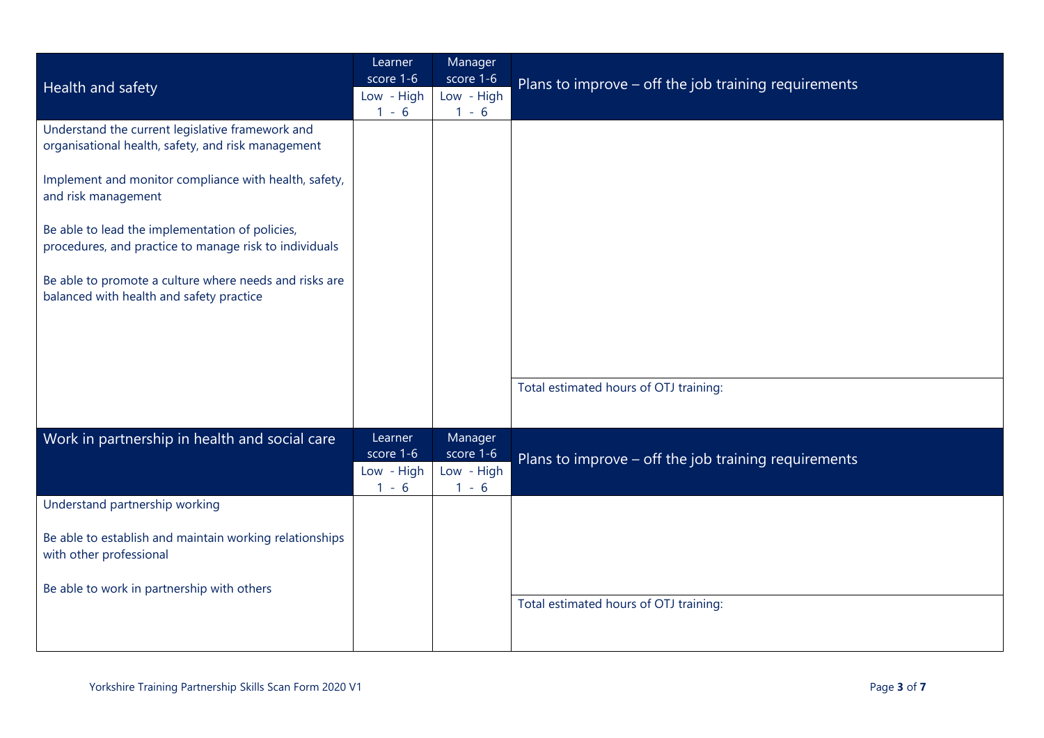| Health and safety | Learner score 1-6 Low - High 1 - 6 | Manager score 1-6 Low - High 1 - 6 | Plans to improve – off the job training requirements |
|---|---|---|---|
| Understand the current legislative framework and organisational health, safety, and risk management<br><br>Implement and monitor compliance with health, safety, and risk management<br><br>Be able to lead the implementation of policies, procedures, and practice to manage risk to individuals<br><br>Be able to promote a culture where needs and risks are balanced with health and safety practice | | | |
| | | | Total estimated hours of OTJ training: |

| Work in partnership in health and social care | Learner score 1-6 Low - High 1 - 6 | Manager score 1-6 Low - High 1 - 6 | Plans to improve – off the job training requirements |
|---|---|---|---|
| Understand partnership working<br><br>Be able to establish and maintain working relationships with other professional<br><br>Be able to work in partnership with others | | | |
| | | | Total estimated hours of OTJ training: |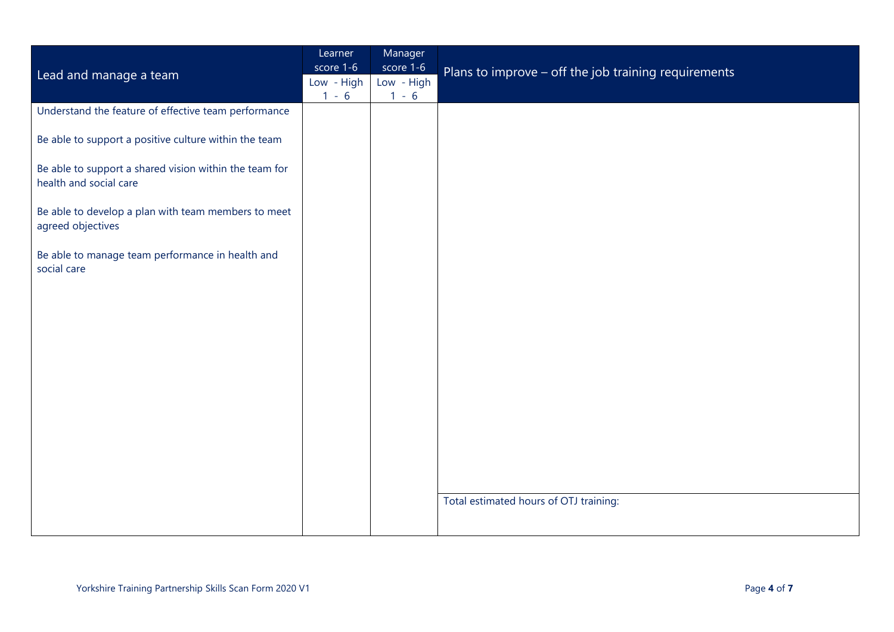| Lead and manage a team | Learner score 1-6<br>Low - High<br>1 - 6 | Manager score 1-6<br>Low - High<br>1 - 6 | Plans to improve – off the job training requirements |
|---|---|---|---|
| Understand the feature of effective team performance | | | |
| Be able to support a positive culture within the team | | | |
| Be able to support a shared vision within the team for health and social care | | | |
| Be able to develop a plan with team members to meet agreed objectives | | | |
| Be able to manage team performance in health and social care | | | |
| | | | Total estimated hours of OTJ training: |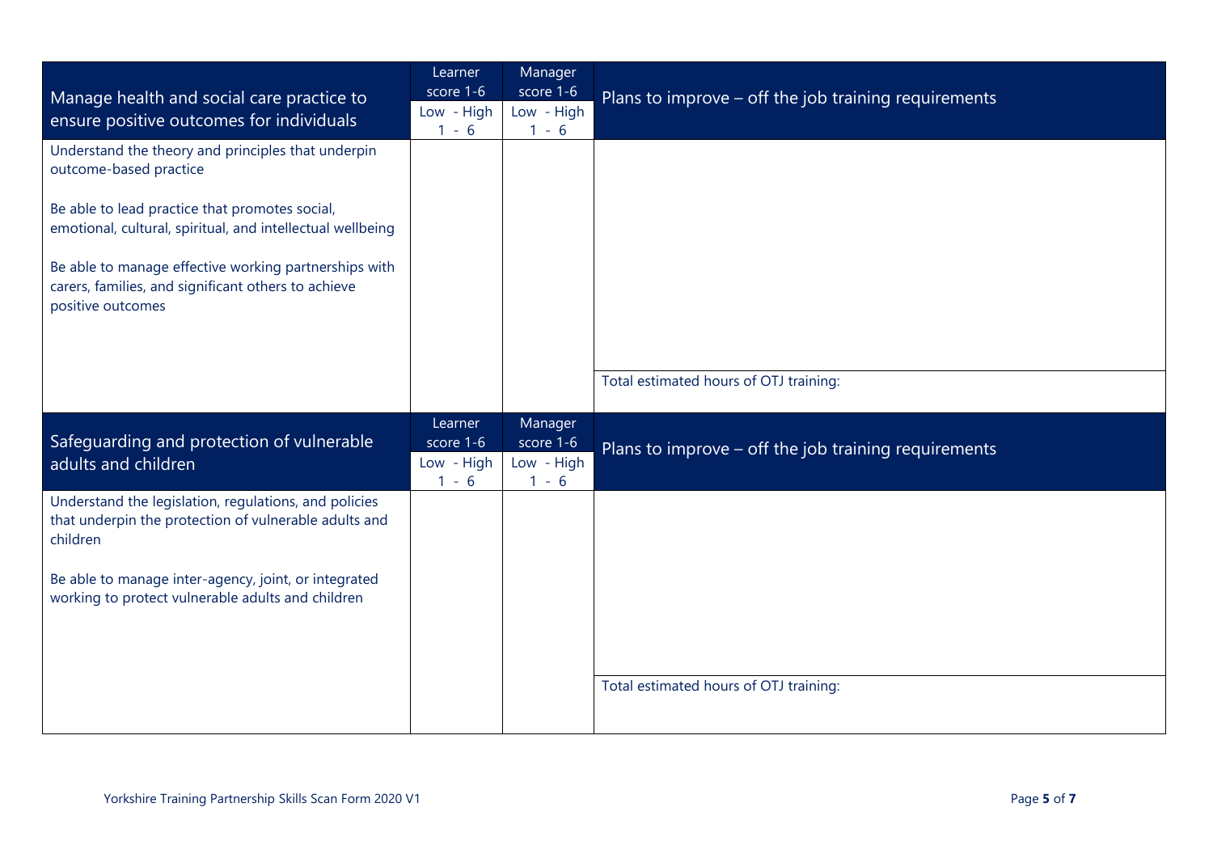| Manage health and social care practice to ensure positive outcomes for individuals | Learner score 1-6 Low - High 1 - 6 | Manager score 1-6 Low - High 1 - 6 | Plans to improve – off the job training requirements |
|---|---|---|---|
| Understand the theory and principles that underpin outcome-based practice<br><br>Be able to lead practice that promotes social, emotional, cultural, spiritual, and intellectual wellbeing<br><br>Be able to manage effective working partnerships with carers, families, and significant others to achieve positive outcomes | | | |
| | | | Total estimated hours of OTJ training: |

| Safeguarding and protection of vulnerable adults and children | Learner score 1-6 Low - High 1 - 6 | Manager score 1-6 Low - High 1 - 6 | Plans to improve – off the job training requirements |
|---|---|---|---|
| Understand the legislation, regulations, and policies that underpin the protection of vulnerable adults and children<br><br>Be able to manage inter-agency, joint, or integrated working to protect vulnerable adults and children | | | |
| | | | Total estimated hours of OTJ training: |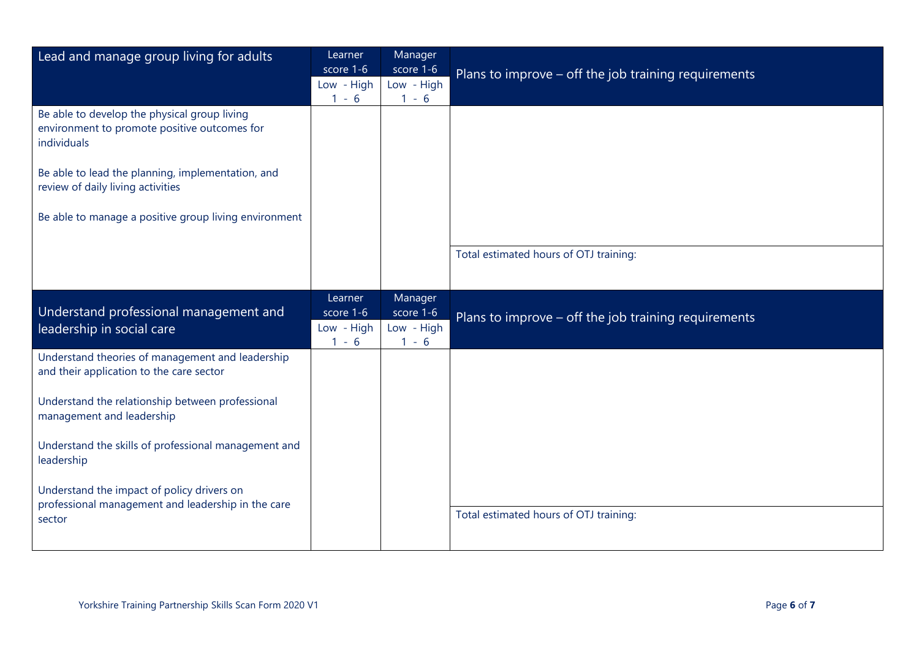| Lead and manage group living for adults | Learner score 1-6<br>Low - High<br>1 - 6 | Manager score 1-6<br>Low - High<br>1 - 6 | Plans to improve – off the job training requirements |
|---|---|---|---|
| Be able to develop the physical group living environment to promote positive outcomes for individuals<br><br>Be able to lead the planning, implementation, and review of daily living activities<br><br>Be able to manage a positive group living environment | | | |
| | | | Total estimated hours of OTJ training: |

| Understand professional management and leadership in social care | Learner score 1-6<br>Low - High<br>1 - 6 | Manager score 1-6<br>Low - High<br>1 - 6 | Plans to improve – off the job training requirements |
|---|---|---|---|
| Understand theories of management and leadership and their application to the care sector<br><br>Understand the relationship between professional management and leadership<br><br>Understand the skills of professional management and leadership<br><br>Understand the impact of policy drivers on professional management and leadership in the care sector | | | |
| | | | Total estimated hours of OTJ training: |

Yorkshire Training Partnership Skills Scan Form 2020 V1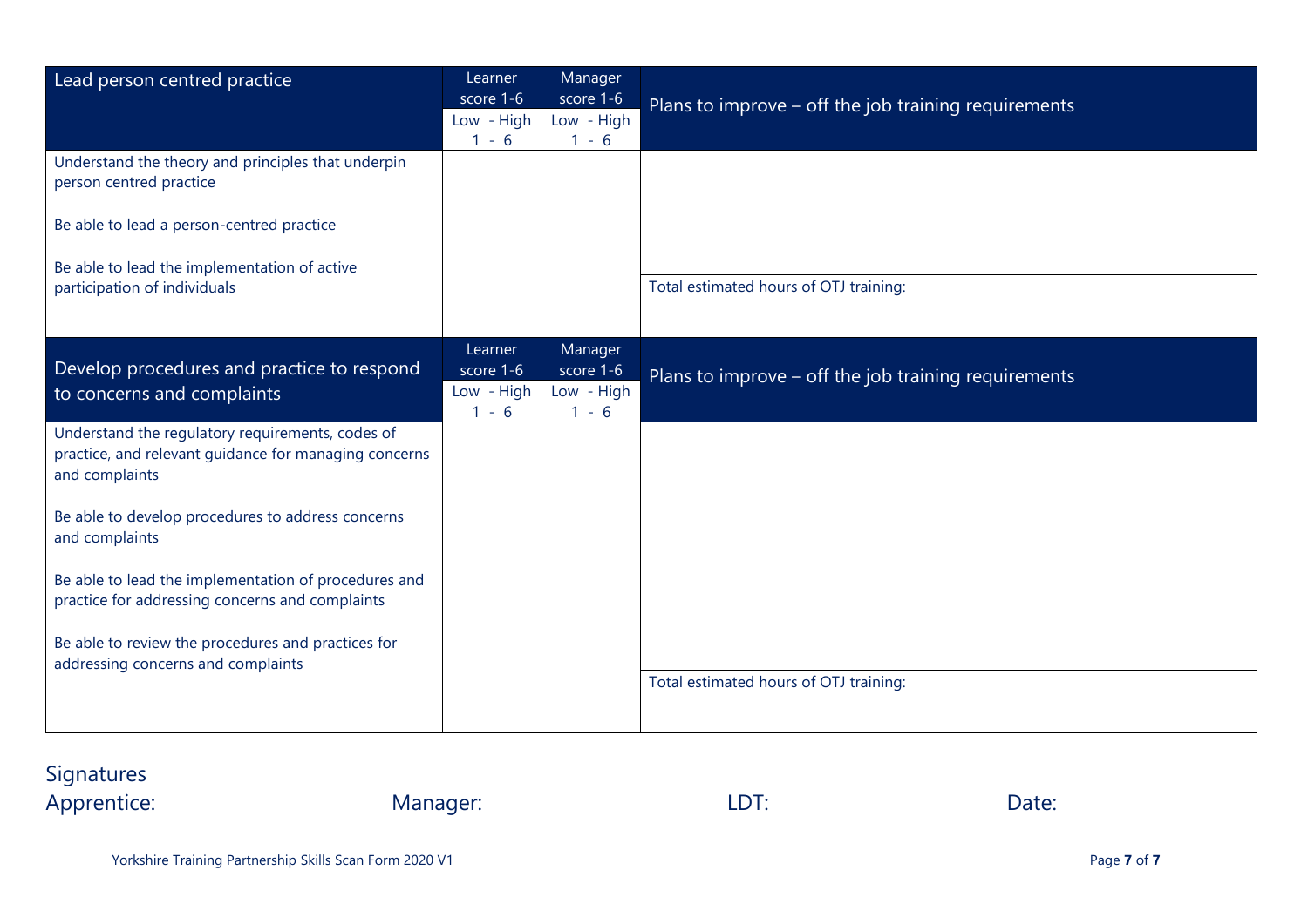| Lead person centred practice | Learner score 1-6<br>Low - High<br>1 - 6 | Manager score 1-6<br>Low - High<br>1 - 6 | Plans to improve – off the job training requirements |
|---|---|---|---|
| Understand the theory and principles that underpin person centred practice<br><br>Be able to lead a person-centred practice<br><br>Be able to lead the implementation of active participation of individuals | | | |
| | | | Total estimated hours of OTJ training: |

| Develop procedures and practice to respond to concerns and complaints | Learner score 1-6<br>Low - High<br>1 - 6 | Manager score 1-6<br>Low - High<br>1 - 6 | Plans to improve – off the job training requirements |
|---|---|---|---|
| Understand the regulatory requirements, codes of practice, and relevant guidance for managing concerns and complaints<br><br>Be able to develop procedures to address concerns and complaints<br><br>Be able to lead the implementation of procedures and practice for addressing concerns and complaints<br><br>Be able to review the procedures and practices for addressing concerns and complaints | | | |
| | | | Total estimated hours of OTJ training: |

Signatures

Apprentice: Manager: LDT: Date:

Yorkshire Training Partnership Skills Scan Form 2020 V1